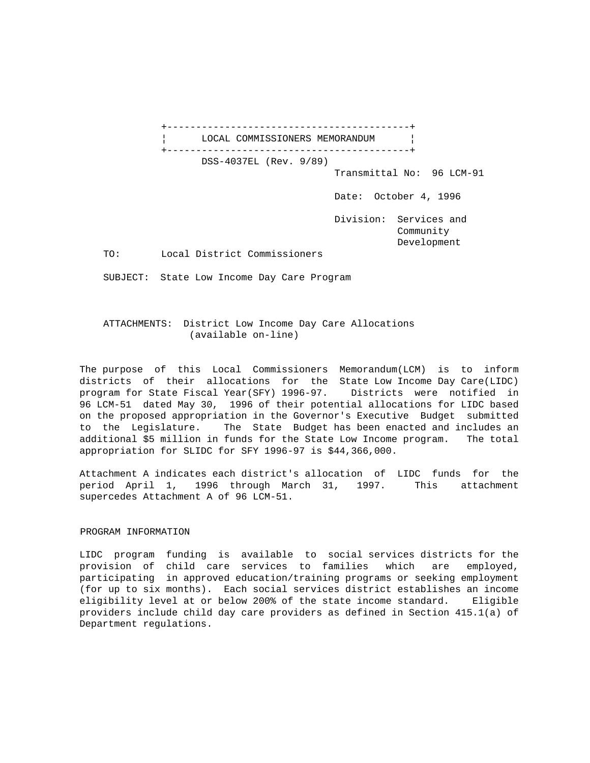# LOCAL COMMISSIONERS MEMORANDUM

DSS-4037EL (Rev. 9/89)

Transmittal No: 96 LCM-91

Date: October 4, 1996

Division: Services and Community Development

TO: Local District Commissioners

SUBJECT: State Low Income Day Care Program

ATTACHMENTS: District Low Income Day Care Allocations (available on-line)

The purpose of this Local Commissioners Memorandum(LCM) is to inform districts of their allocations for the State Low Income Day Care(LIDC) program for State Fiscal Year(SFY) 1996-97. Districts were notified in 96 LCM-51 dated May 30, 1996 of their potential allocations for LIDC based on the proposed appropriation in the Governor's Executive Budget submitted to the Legislature. The State Budget has been enacted and includes an additional $5 million in funds for the State Low Income program. The total appropriation for SLIDC for SFY 1996-97 is $44,366,000.

Attachment A indicates each district's allocation of LIDC funds for the period April 1, 1996 through March 31, 1997. This attachment supercedes Attachment A of 96 LCM-51.

## PROGRAM INFORMATION

LIDC program funding is available to social services districts for the provision of child care services to families which are employed, participating in approved education/training programs or seeking employment (for up to six months). Each social services district establishes an income eligibility level at or below 200% of the state income standard. Eligible providers include child day care providers as defined in Section 415.1(a) of Department regulations.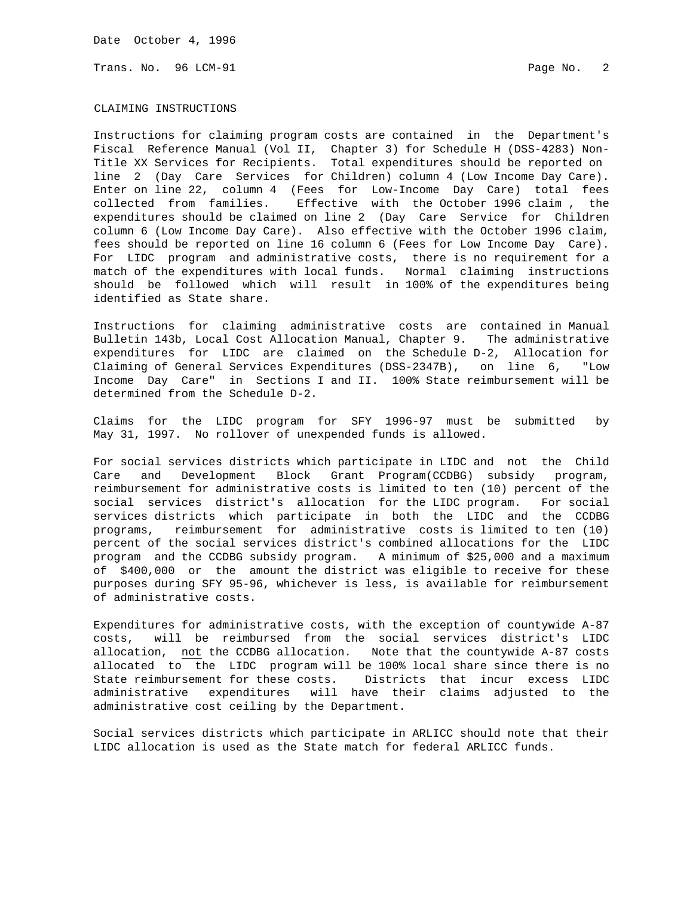CLAIMING INSTRUCTIONS

Instructions for claiming program costs are contained in the Department's Fiscal Reference Manual (Vol II, Chapter 3) for Schedule H (DSS-4283) Non-Title XX Services for Recipients. Total expenditures should be reported on line 2 (Day Care Services for Children) column 4 (Low Income Day Care). Enter on line 22, column 4 (Fees for Low-Income Day Care) total fees collected from families. Effective with the October 1996 claim , the expenditures should be claimed on line 2 (Day Care Service for Children column 6 (Low Income Day Care). Also effective with the October 1996 claim, fees should be reported on line 16 column 6 (Fees for Low Income Day Care). For LIDC program and administrative costs, there is no requirement for a match of the expenditures with local funds. Normal claiming instructions should be followed which will result in 100% of the expenditures being identified as State share.

Instructions for claiming administrative costs are contained in Manual Bulletin 143b, Local Cost Allocation Manual, Chapter 9. The administrative expenditures for LIDC are claimed on the Schedule D-2, Allocation for Claiming of General Services Expenditures (DSS-2347B), on line 6, "Low Income Day Care" in Sections I and II. 100% State reimbursement will be determined from the Schedule D-2.

Claims for the LIDC program for SFY 1996-97 must be submitted by May 31, 1997. No rollover of unexpended funds is allowed.

For social services districts which participate in LIDC and not the Child Care and Development Block Grant Program(CCDBG) subsidy program, reimbursement for administrative costs is limited to ten (10) percent of the social services district's allocation for the LIDC program. For social services districts which participate in both the LIDC and the CCDBG programs, reimbursement for administrative costs is limited to ten (10) percent of the social services district's combined allocations for the LIDC program and the CCDBG subsidy program. A minimum of $25,000 and a maximum of $400,000 or the amount the district was eligible to receive for these purposes during SFY 95-96, whichever is less, is available for reimbursement of administrative costs.

Expenditures for administrative costs, with the exception of countywide A-87 costs, will be reimbursed from the social services district's LIDC allocation, not the CCDBG allocation. Note that the countywide A-87 costs allocated to the LIDC program will be 100% local share since there is no State reimbursement for these costs. Districts that incur excess LIDC administrative expenditures will have their claims adjusted to the administrative cost ceiling by the Department.

Social services districts which participate in ARLICC should note that their LIDC allocation is used as the State match for federal ARLICC funds.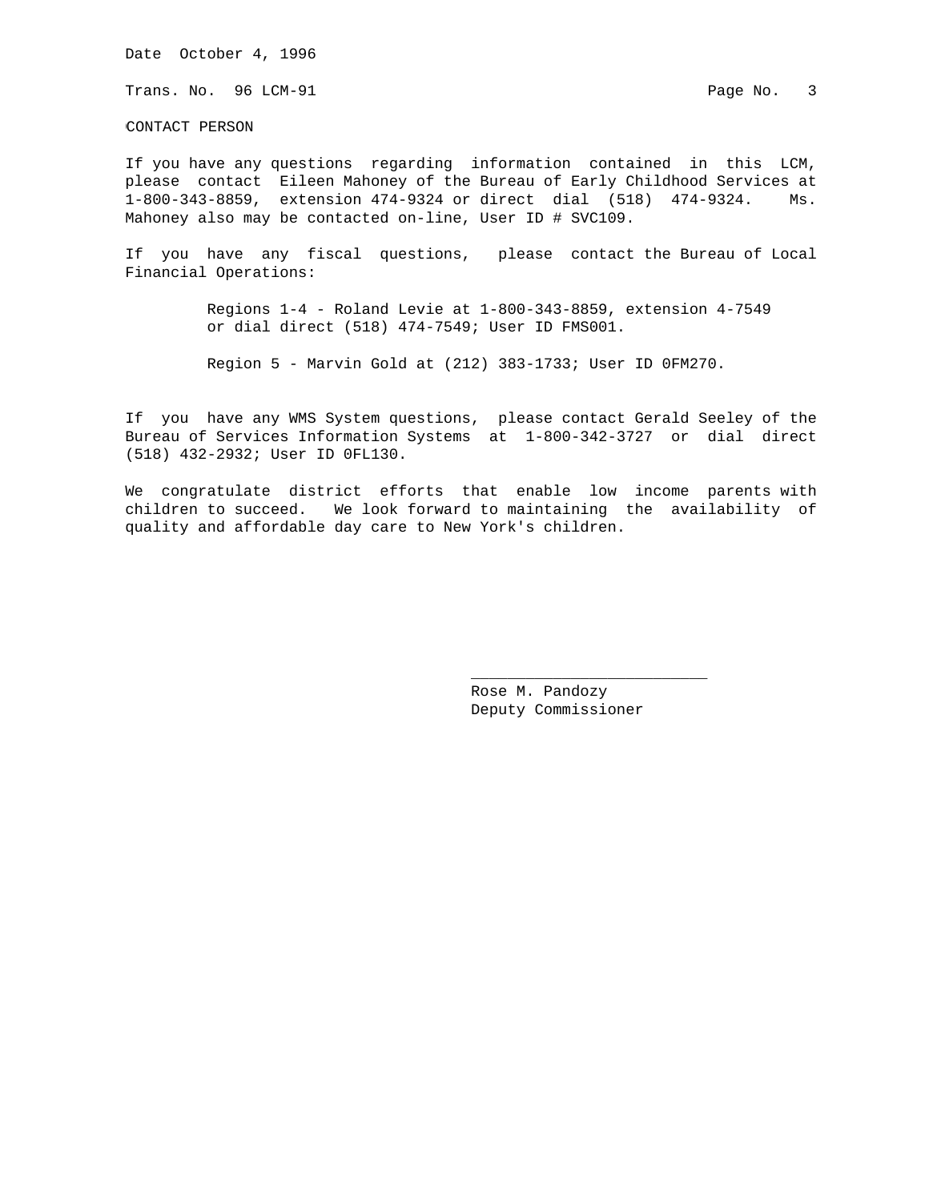Date October 4, 1996

Trans. No. 96 LCM-91

## CONTACT PERSON

If you have any questions regarding information contained in this LCM, please contact Eileen Mahoney of the Bureau of Early Childhood Services at 1-800-343-8859, extension 474-9324 or direct dial (518) 474-9324. Ms. Mahoney also may be contacted on-line, User ID # SVC109.

If you have any fiscal questions, please contact the Bureau of Local Financial Operations:

> Regions 1-4 - Roland Levie at 1-800-343-8859, extension 4-7549 or dial direct (518) 474-7549; User ID FMS001.
>
> Region 5 - Marvin Gold at (212) 383-1733; User ID 0FM270.

If you have any WMS System questions, please contact Gerald Seeley of the Bureau of Services Information Systems at 1-800-342-3727 or dial direct (518) 432-2932; User ID 0FL130.

We congratulate district efforts that enable low income parents with children to succeed. We look forward to maintaining the availability of quality and affordable day care to New York's children.

\_\_\_\_\_\_\_\_\_\_\_\_\_\_\_\_\_\_\_\_\_\_\_\_\_\_

Rose M. Pandozy
Deputy Commissioner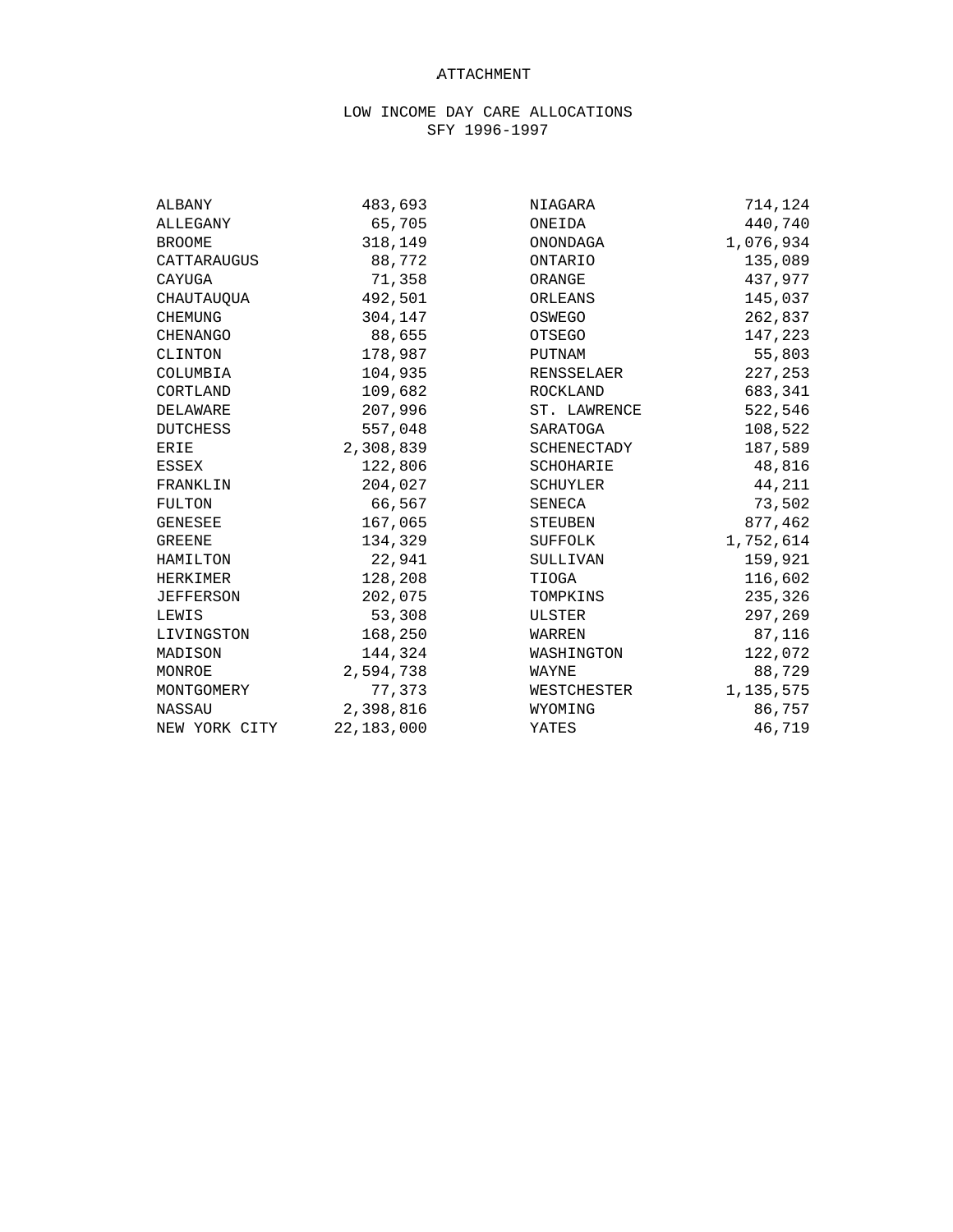ATTACHMENT

LOW INCOME DAY CARE ALLOCATIONS
SFY 1996-1997

| | | | |
|---|---|---|---|
| ALBANY | 483,693 | NIAGARA | 714,124 |
| ALLEGANY | 65,705 | ONEIDA | 440,740 |
| BROOME | 318,149 | ONONDAGA | 1,076,934 |
| CATTARAUGUS | 88,772 | ONTARIO | 135,089 |
| CAYUGA | 71,358 | ORANGE | 437,977 |
| CHAUTAUQUA | 492,501 | ORLEANS | 145,037 |
| CHEMUNG | 304,147 | OSWEGO | 262,837 |
| CHENANGO | 88,655 | OTSEGO | 147,223 |
| CLINTON | 178,987 | PUTNAM | 55,803 |
| COLUMBIA | 104,935 | RENSSELAER | 227,253 |
| CORTLAND | 109,682 | ROCKLAND | 683,341 |
| DELAWARE | 207,996 | ST. LAWRENCE | 522,546 |
| DUTCHESS | 557,048 | SARATOGA | 108,522 |
| ERIE | 2,308,839 | SCHENECTADY | 187,589 |
| ESSEX | 122,806 | SCHOHARIE | 48,816 |
| FRANKLIN | 204,027 | SCHUYLER | 44,211 |
| FULTON | 66,567 | SENECA | 73,502 |
| GENESEE | 167,065 | STEUBEN | 877,462 |
| GREENE | 134,329 | SUFFOLK | 1,752,614 |
| HAMILTON | 22,941 | SULLIVAN | 159,921 |
| HERKIMER | 128,208 | TIOGA | 116,602 |
| JEFFERSON | 202,075 | TOMPKINS | 235,326 |
| LEWIS | 53,308 | ULSTER | 297,269 |
| LIVINGSTON | 168,250 | WARREN | 87,116 |
| MADISON | 144,324 | WASHINGTON | 122,072 |
| MONROE | 2,594,738 | WAYNE | 88,729 |
| MONTGOMERY | 77,373 | WESTCHESTER | 1,135,575 |
| NASSAU | 2,398,816 | WYOMING | 86,757 |
| NEW YORK CITY | 22,183,000 | YATES | 46,719 |